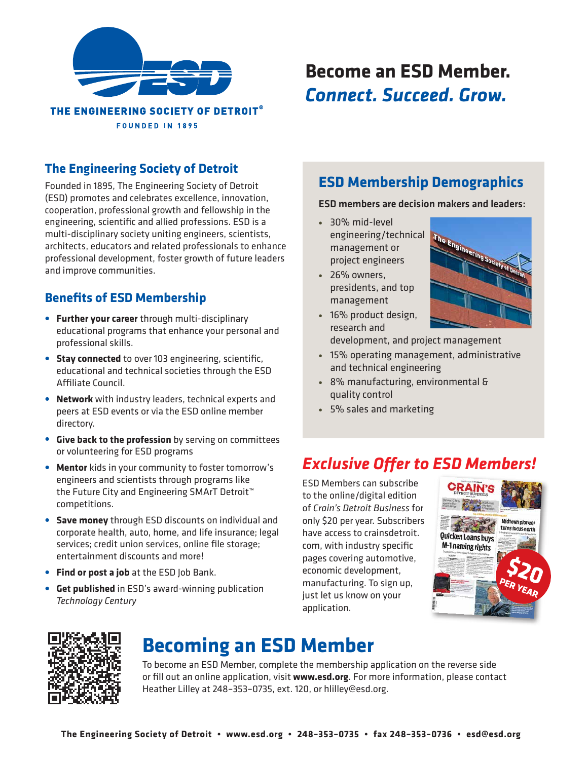THE ENGINEERING SOCIETY OF DETROIT®
FOUNDED IN 1895

# Become an ESD Member.
*Connect. Succeed. Grow.*

## The Engineering Society of Detroit

Founded in 1895, The Engineering Society of Detroit (ESD) promotes and celebrates excellence, innovation, cooperation, professional growth and fellowship in the engineering, scientific and allied professions. ESD is a multi-disciplinary society uniting engineers, scientists, architects, educators and related professionals to enhance professional development, foster growth of future leaders and improve communities.

## Benefits of ESD Membership

- **Further your career** through multi-disciplinary educational programs that enhance your personal and professional skills.
- **Stay connected** to over 103 engineering, scientific, educational and technical societies through the ESD Affiliate Council.
- **Network** with industry leaders, technical experts and peers at ESD events or via the ESD online member directory.
- **Give back to the profession** by serving on committees or volunteering for ESD programs
- **Mentor** kids in your community to foster tomorrow's engineers and scientists through programs like the Future City and Engineering SMArT Detroit™ competitions.
- **Save money** through ESD discounts on individual and corporate health, auto, home, and life insurance; legal services; credit union services, online file storage; entertainment discounts and more!
- **Find or post a job** at the ESD Job Bank.
- **Get published** in ESD's award-winning publication *Technology Century*

## ESD Membership Demographics

**ESD members are decision makers and leaders:**

- 30% mid-level engineering/technical management or project engineers
- 26% owners, presidents, and top management
- 16% product design, research and development, and project management
- 15% operating management, administrative and technical engineering
- 8% manufacturing, environmental & quality control
- 5% sales and marketing

## *Exclusive Offer to ESD Members!*

ESD Members can subscribe to the online/digital edition of *Crain's Detroit Business* for only $20 per year. Subscribers have access to crainsdetroit.com, with industry specific pages covering automotive, economic development, manufacturing. To sign up, just let us know on your application.

$20 PER YEAR

# Becoming an ESD Member

To become an ESD Member, complete the membership application on the reverse side or fill out an online application, visit **www.esd.org**. For more information, please contact Heather Lilley at 248-353-0735, ext. 120, or hlilley@esd.org.

**The Engineering Society of Detroit • www.esd.org • 248-353-0735 • fax 248-353-0736 • esd@esd.org**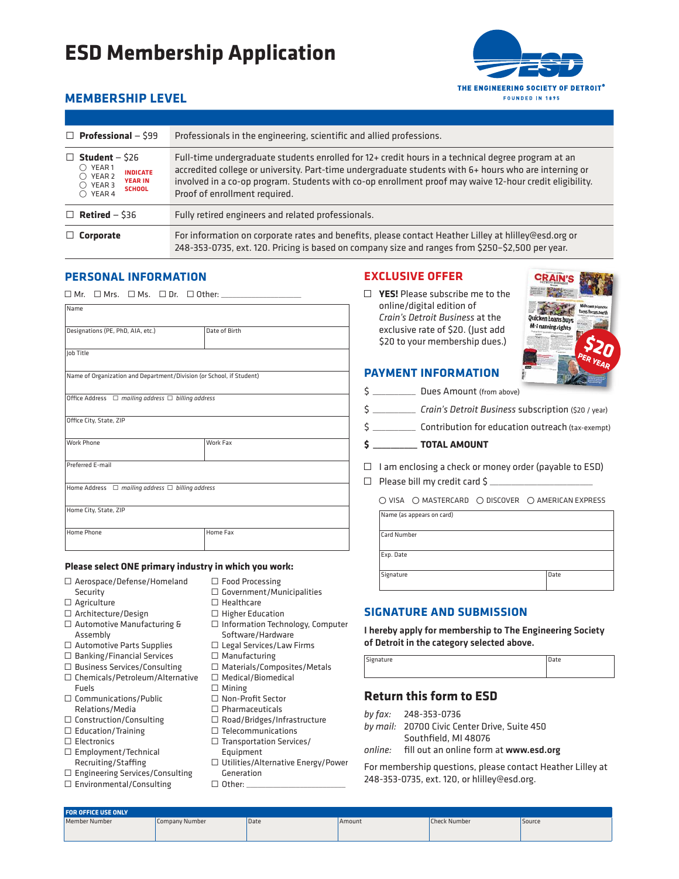# ESD Membership Application

THE ENGINEERING SOCIETY OF DETROIT®
FOUNDED IN 1895

## MEMBERSHIP LEVEL

| | |
|---|---|
| ☐ **Professional** – $99 | Professionals in the engineering, scientific and allied professions. |
| ☐ **Student** – $26<br>◯ YEAR 1 ◯ YEAR 2 ◯ YEAR 3 ◯ YEAR 4 — INDICATE YEAR IN SCHOOL | Full-time undergraduate students enrolled for 12+ credit hours in a technical degree program at an accredited college or university. Part-time undergraduate students with 6+ hours who are interning or involved in a co-op program. Students with co-op enrollment proof may waive 12-hour credit eligibility. Proof of enrollment required. |
| ☐ **Retired** – $36 | Fully retired engineers and related professionals. |
| ☐ **Corporate** | For information on corporate rates and benefits, please contact Heather Lilley at hlilley@esd.org or 248-353-0735, ext. 120. Pricing is based on company size and ranges from $250–$2,500 per year. |

## PERSONAL INFORMATION

☐ Mr. ☐ Mrs. ☐ Ms. ☐ Dr. ☐ Other: ___________

| | |
|---|---|
| Name | |
| Designations (PE, PhD, AIA, etc.) | Date of Birth |
| Job Title | |
| Name of Organization and Department/Division (or School, if Student) | |
| Office Address ☐ *mailing address* ☐ *billing address* | |
| Office City, State, ZIP | |
| Work Phone | Work Fax |
| Preferred E-mail | |
| Home Address ☐ *mailing address* ☐ *billing address* | |
| Home City, State, ZIP | |
| Home Phone | Home Fax |

**Please select ONE primary industry in which you work:**

- ☐ Aerospace/Defense/Homeland Security
- ☐ Agriculture
- ☐ Architecture/Design
- ☐ Automotive Manufacturing & Assembly
- ☐ Automotive Parts Supplies
- ☐ Banking/Financial Services
- ☐ Business Services/Consulting
- ☐ Chemicals/Petroleum/Alternative Fuels
- ☐ Communications/Public Relations/Media
- ☐ Construction/Consulting
- ☐ Education/Training
- ☐ Electronics
- ☐ Employment/Technical Recruiting/Staffing
- ☐ Engineering Services/Consulting
- ☐ Environmental/Consulting
- ☐ Food Processing
- ☐ Government/Municipalities
- ☐ Healthcare
- ☐ Higher Education
- ☐ Information Technology, Computer Software/Hardware
- ☐ Legal Services/Law Firms
- ☐ Manufacturing
- ☐ Materials/Composites/Metals
- ☐ Medical/Biomedical
- ☐ Mining
- ☐ Non-Profit Sector
- ☐ Pharmaceuticals
- ☐ Road/Bridges/Infrastructure
- ☐ Telecommunications
- ☐ Transportation Services/Equipment
- ☐ Utilities/Alternative Energy/Power Generation
- ☐ Other: ___________

## EXCLUSIVE OFFER

☐ **YES!** Please subscribe me to the online/digital edition of *Crain's Detroit Business* at the exclusive rate of $20. (Just add $20 to your membership dues.)

$20 PER YEAR

## PAYMENT INFORMATION

$ _______ Dues Amount (from above)

$ _______ *Crain's Detroit Business* subscription ($20 / year)

$ _______ Contribution for education outreach (tax-exempt)

**$ _______ TOTAL AMOUNT**

☐ I am enclosing a check or money order (payable to ESD)

☐ Please bill my credit card $ ___________

◯ VISA ◯ MASTERCARD ◯ DISCOVER ◯ AMERICAN EXPRESS

| | |
|---|---|
| Name (as appears on card) | |
| Card Number | |
| Exp. Date | |
| Signature | Date |

## SIGNATURE AND SUBMISSION

**I hereby apply for membership to The Engineering Society of Detroit in the category selected above.**

| | |
|---|---|
| Signature | Date |

## Return this form to ESD

*by fax:* 248-353-0736

*by mail:* 20700 Civic Center Drive, Suite 450
Southfield, MI 48076

*online:* fill out an online form at **www.esd.org**

For membership questions, please contact Heather Lilley at 248-353-0735, ext. 120, or hlilley@esd.org.

**FOR OFFICE USE ONLY**

| Member Number | Company Number | Date | Amount | Check Number | Source |
|---|---|---|---|---|---|
| | | | | | |